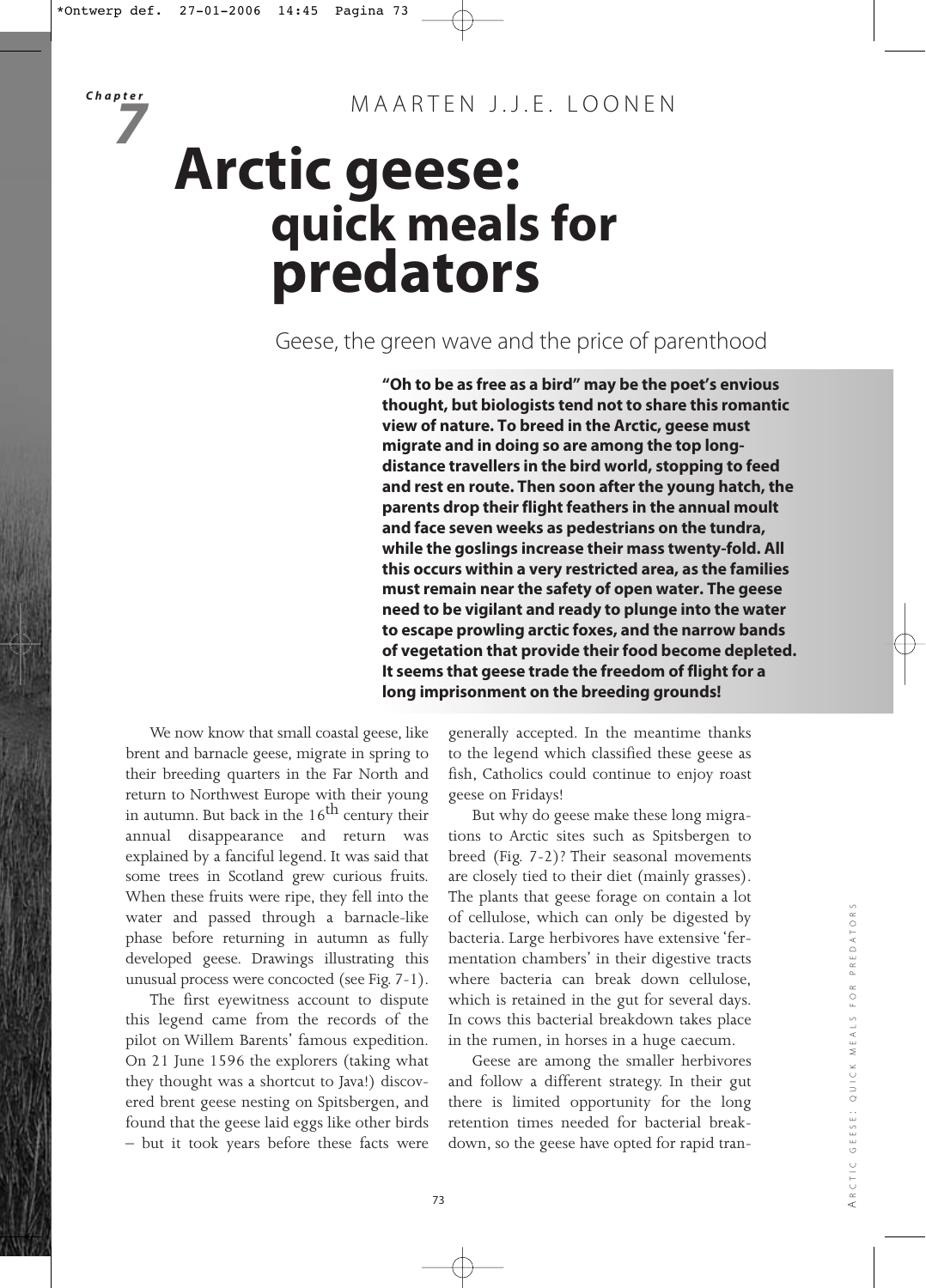Chapter 7

MAARTEN J.J.E. LOONEN

# Arctic geese: quick meals for predators

## Geese, the green wave and the price of parenthood

**"Oh to be as free as a bird" may be the poet's envious thought, but biologists tend not to share this romantic view of nature. To breed in the Arctic, geese must migrate and in doing so are among the top long-distance travellers in the bird world, stopping to feed and rest en route. Then soon after the young hatch, the parents drop their flight feathers in the annual moult and face seven weeks as pedestrians on the tundra, while the goslings increase their mass twenty-fold. All this occurs within a very restricted area, as the families must remain near the safety of open water. The geese need to be vigilant and ready to plunge into the water to escape prowling arctic foxes, and the narrow bands of vegetation that provide their food become depleted. It seems that geese trade the freedom of flight for a long imprisonment on the breeding grounds!**

We now know that small coastal geese, like brent and barnacle geese, migrate in spring to their breeding quarters in the Far North and return to Northwest Europe with their young in autumn. But back in the 16th century their annual disappearance and return was explained by a fanciful legend. It was said that some trees in Scotland grew curious fruits. When these fruits were ripe, they fell into the water and passed through a barnacle-like phase before returning in autumn as fully developed geese. Drawings illustrating this unusual process were concocted (see Fig. 7-1).

The first eyewitness account to dispute this legend came from the records of the pilot on Willem Barents' famous expedition. On 21 June 1596 the explorers (taking what they thought was a shortcut to Java!) discovered brent geese nesting on Spitsbergen, and found that the geese laid eggs like other birds – but it took years before these facts were generally accepted. In the meantime thanks to the legend which classified these geese as fish, Catholics could continue to enjoy roast geese on Fridays!

But why do geese make these long migrations to Arctic sites such as Spitsbergen to breed (Fig. 7-2)? Their seasonal movements are closely tied to their diet (mainly grasses). The plants that geese forage on contain a lot of cellulose, which can only be digested by bacteria. Large herbivores have extensive 'fermentation chambers' in their digestive tracts where bacteria can break down cellulose, which is retained in the gut for several days. In cows this bacterial breakdown takes place in the rumen, in horses in a huge caecum.

Geese are among the smaller herbivores and follow a different strategy. In their gut there is limited opportunity for the long retention times needed for bacterial breakdown, so the geese have opted for rapid tran-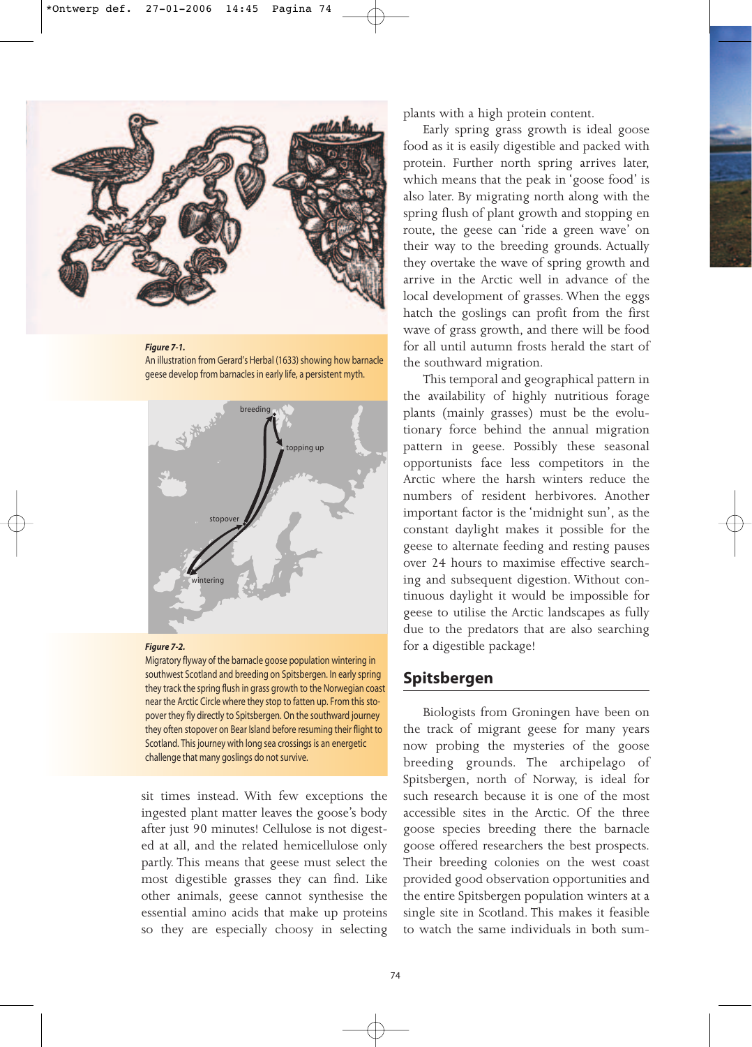*Figure 7-1.*
An illustration from Gerard's Herbal (1633) showing how barnacle geese develop from barnacles in early life, a persistent myth.

*Figure 7-2.*
Migratory flyway of the barnacle goose population wintering in southwest Scotland and breeding on Spitsbergen. In early spring they track the spring flush in grass growth to the Norwegian coast near the Arctic Circle where they stop to fatten up. From this stopover they fly directly to Spitsbergen. On the southward journey they often stopover on Bear Island before resuming their flight to Scotland. This journey with long sea crossings is an energetic challenge that many goslings do not survive.

sit times instead. With few exceptions the ingested plant matter leaves the goose's body after just 90 minutes! Cellulose is not digested at all, and the related hemicellulose only partly. This means that geese must select the most digestible grasses they can find. Like other animals, geese cannot synthesise the essential amino acids that make up proteins so they are especially choosy in selecting plants with a high protein content.

Early spring grass growth is ideal goose food as it is easily digestible and packed with protein. Further north spring arrives later, which means that the peak in 'goose food' is also later. By migrating north along with the spring flush of plant growth and stopping en route, the geese can 'ride a green wave' on their way to the breeding grounds. Actually they overtake the wave of spring growth and arrive in the Arctic well in advance of the local development of grasses. When the eggs hatch the goslings can profit from the first wave of grass growth, and there will be food for all until autumn frosts herald the start of the southward migration.

This temporal and geographical pattern in the availability of highly nutritious forage plants (mainly grasses) must be the evolutionary force behind the annual migration pattern in geese. Possibly these seasonal opportunists face less competitors in the Arctic where the harsh winters reduce the numbers of resident herbivores. Another important factor is the 'midnight sun', as the constant daylight makes it possible for the geese to alternate feeding and resting pauses over 24 hours to maximise effective searching and subsequent digestion. Without continuous daylight it would be impossible for geese to utilise the Arctic landscapes as fully due to the predators that are also searching for a digestible package!

## Spitsbergen

Biologists from Groningen have been on the track of migrant geese for many years now probing the mysteries of the goose breeding grounds. The archipelago of Spitsbergen, north of Norway, is ideal for such research because it is one of the most accessible sites in the Arctic. Of the three goose species breeding there the barnacle goose offered researchers the best prospects. Their breeding colonies on the west coast provided good observation opportunities and the entire Spitsbergen population winters at a single site in Scotland. This makes it feasible to watch the same individuals in both sum-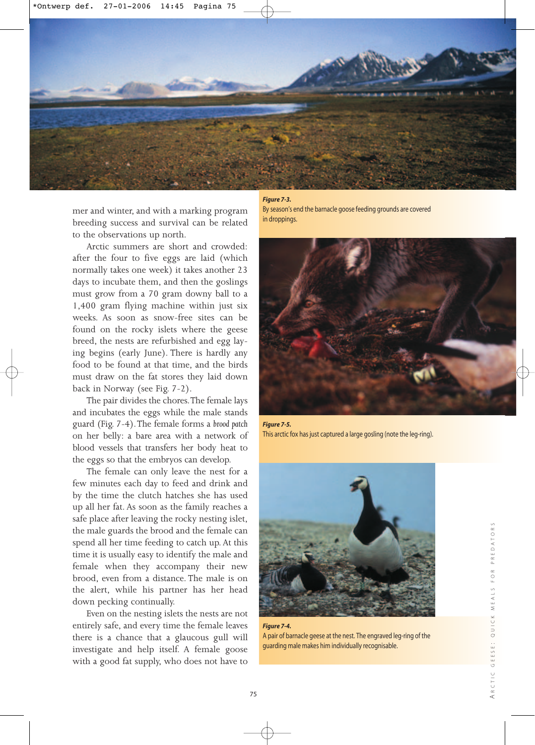mer and winter, and with a marking program breeding success and survival can be related to the observations up north.

Arctic summers are short and crowded: after the four to five eggs are laid (which normally takes one week) it takes another 23 days to incubate them, and then the goslings must grow from a 70 gram downy ball to a 1,400 gram flying machine within just six weeks. As soon as snow-free sites can be found on the rocky islets where the geese breed, the nests are refurbished and egg laying begins (early June). There is hardly any food to be found at that time, and the birds must draw on the fat stores they laid down back in Norway (see Fig. 7-2).

The pair divides the chores. The female lays and incubates the eggs while the male stands guard (Fig. 7-4). The female forms a *brood patch* on her belly: a bare area with a network of blood vessels that transfers her body heat to the eggs so that the embryos can develop.

The female can only leave the nest for a few minutes each day to feed and drink and by the time the clutch hatches she has used up all her fat. As soon as the family reaches a safe place after leaving the rocky nesting islet, the male guards the brood and the female can spend all her time feeding to catch up. At this time it is usually easy to identify the male and female when they accompany their new brood, even from a distance. The male is on the alert, while his partner has her head down pecking continually.

Even on the nesting islets the nests are not entirely safe, and every time the female leaves there is a chance that a glaucous gull will investigate and help itself. A female goose with a good fat supply, who does not have to

***Figure 7-3.***
By season's end the barnacle goose feeding grounds are covered in droppings.

***Figure 7-5.***
This arctic fox has just captured a large gosling (note the leg-ring).

***Figure 7-4.***
A pair of barnacle geese at the nest. The engraved leg-ring of the guarding male makes him individually recognisable.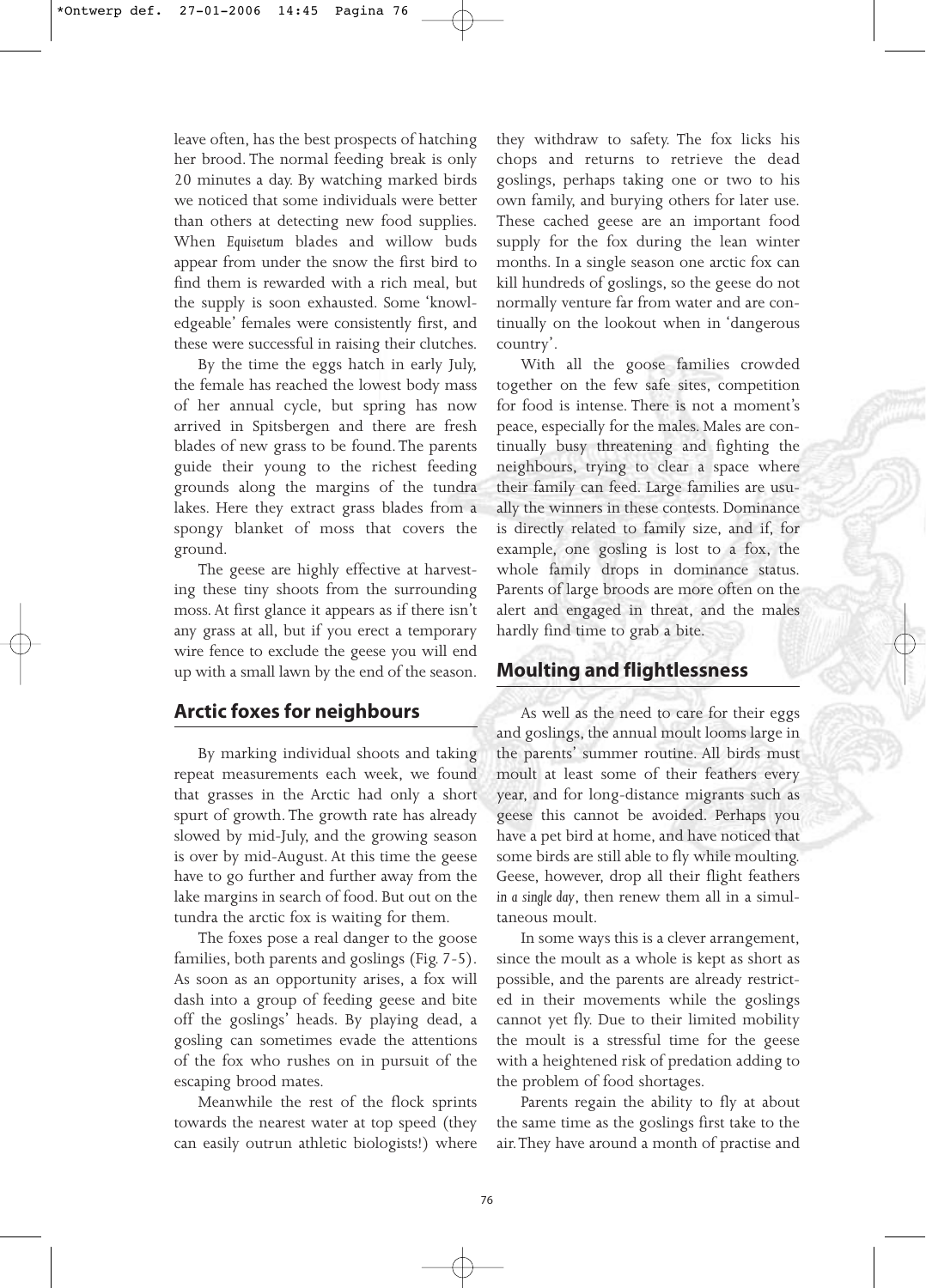leave often, has the best prospects of hatching her brood. The normal feeding break is only 20 minutes a day. By watching marked birds we noticed that some individuals were better than others at detecting new food supplies. When *Equisetum* blades and willow buds appear from under the snow the first bird to find them is rewarded with a rich meal, but the supply is soon exhausted. Some 'knowledgeable' females were consistently first, and these were successful in raising their clutches.

By the time the eggs hatch in early July, the female has reached the lowest body mass of her annual cycle, but spring has now arrived in Spitsbergen and there are fresh blades of new grass to be found. The parents guide their young to the richest feeding grounds along the margins of the tundra lakes. Here they extract grass blades from a spongy blanket of moss that covers the ground.

The geese are highly effective at harvesting these tiny shoots from the surrounding moss. At first glance it appears as if there isn't any grass at all, but if you erect a temporary wire fence to exclude the geese you will end up with a small lawn by the end of the season.

## Arctic foxes for neighbours

By marking individual shoots and taking repeat measurements each week, we found that grasses in the Arctic had only a short spurt of growth. The growth rate has already slowed by mid-July, and the growing season is over by mid-August. At this time the geese have to go further and further away from the lake margins in search of food. But out on the tundra the arctic fox is waiting for them.

The foxes pose a real danger to the goose families, both parents and goslings (Fig. 7-5). As soon as an opportunity arises, a fox will dash into a group of feeding geese and bite off the goslings' heads. By playing dead, a gosling can sometimes evade the attentions of the fox who rushes on in pursuit of the escaping brood mates.

Meanwhile the rest of the flock sprints towards the nearest water at top speed (they can easily outrun athletic biologists!) where they withdraw to safety. The fox licks his chops and returns to retrieve the dead goslings, perhaps taking one or two to his own family, and burying others for later use. These cached geese are an important food supply for the fox during the lean winter months. In a single season one arctic fox can kill hundreds of goslings, so the geese do not normally venture far from water and are continually on the lookout when in 'dangerous country'.

With all the goose families crowded together on the few safe sites, competition for food is intense. There is not a moment's peace, especially for the males. Males are continually busy threatening and fighting the neighbours, trying to clear a space where their family can feed. Large families are usually the winners in these contests. Dominance is directly related to family size, and if, for example, one gosling is lost to a fox, the whole family drops in dominance status. Parents of large broods are more often on the alert and engaged in threat, and the males hardly find time to grab a bite.

## Moulting and flightlessness

As well as the need to care for their eggs and goslings, the annual moult looms large in the parents' summer routine. All birds must moult at least some of their feathers every year, and for long-distance migrants such as geese this cannot be avoided. Perhaps you have a pet bird at home, and have noticed that some birds are still able to fly while moulting. Geese, however, drop all their flight feathers *in a single day*, then renew them all in a simultaneous moult.

In some ways this is a clever arrangement, since the moult as a whole is kept as short as possible, and the parents are already restricted in their movements while the goslings cannot yet fly. Due to their limited mobility the moult is a stressful time for the geese with a heightened risk of predation adding to the problem of food shortages.

Parents regain the ability to fly at about the same time as the goslings first take to the air. They have around a month of practise and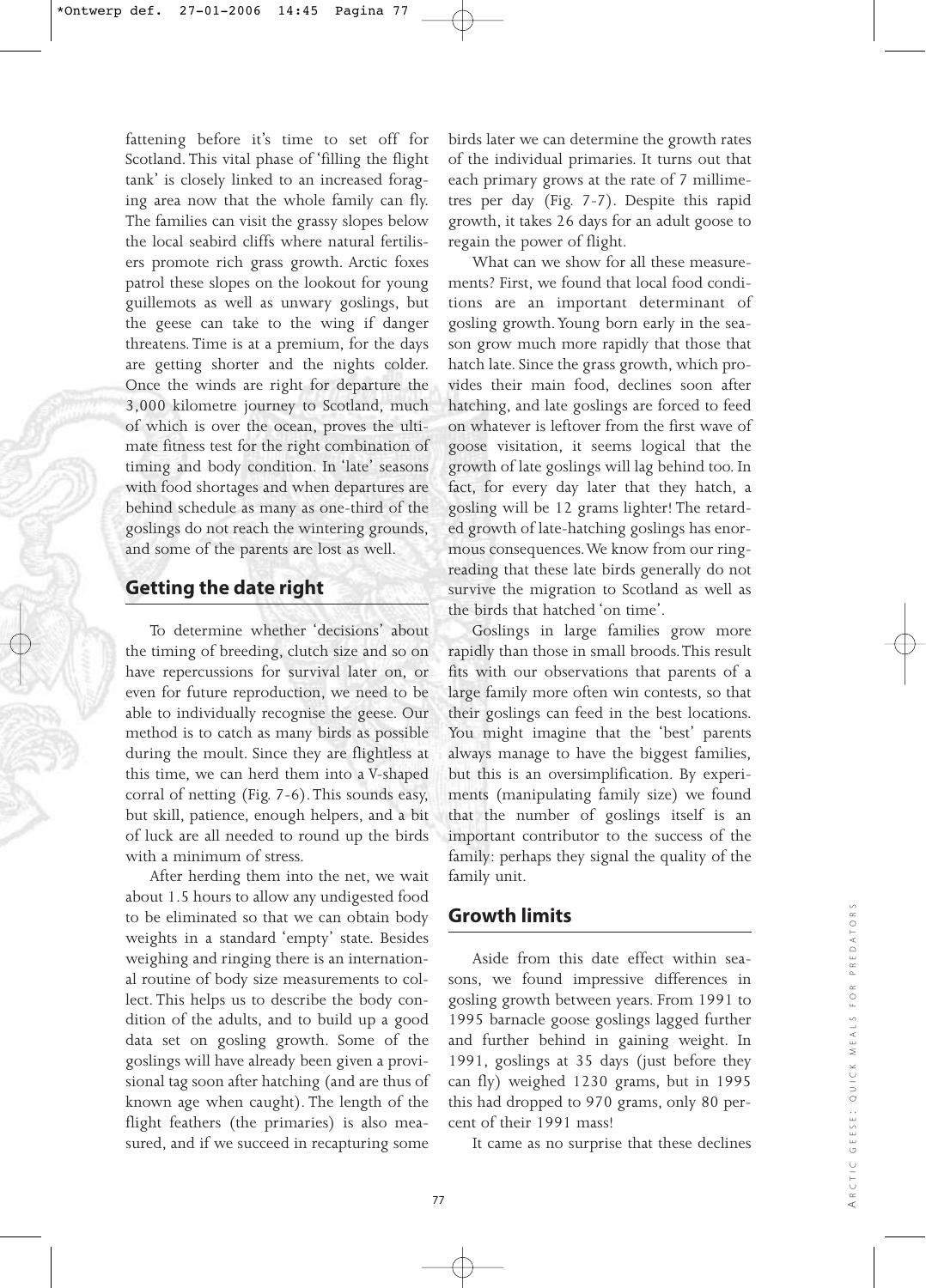fattening before it's time to set off for Scotland. This vital phase of 'filling the flight tank' is closely linked to an increased foraging area now that the whole family can fly. The families can visit the grassy slopes below the local seabird cliffs where natural fertilisers promote rich grass growth. Arctic foxes patrol these slopes on the lookout for young guillemots as well as unwary goslings, but the geese can take to the wing if danger threatens. Time is at a premium, for the days are getting shorter and the nights colder. Once the winds are right for departure the 3,000 kilometre journey to Scotland, much of which is over the ocean, proves the ultimate fitness test for the right combination of timing and body condition. In 'late' seasons with food shortages and when departures are behind schedule as many as one-third of the goslings do not reach the wintering grounds, and some of the parents are lost as well.

## Getting the date right

To determine whether 'decisions' about the timing of breeding, clutch size and so on have repercussions for survival later on, or even for future reproduction, we need to be able to individually recognise the geese. Our method is to catch as many birds as possible during the moult. Since they are flightless at this time, we can herd them into a V-shaped corral of netting (Fig. 7-6). This sounds easy, but skill, patience, enough helpers, and a bit of luck are all needed to round up the birds with a minimum of stress.

After herding them into the net, we wait about 1.5 hours to allow any undigested food to be eliminated so that we can obtain body weights in a standard 'empty' state. Besides weighing and ringing there is an international routine of body size measurements to collect. This helps us to describe the body condition of the adults, and to build up a good data set on gosling growth. Some of the goslings will have already been given a provisional tag soon after hatching (and are thus of known age when caught). The length of the flight feathers (the primaries) is also measured, and if we succeed in recapturing some birds later we can determine the growth rates of the individual primaries. It turns out that each primary grows at the rate of 7 millimetres per day (Fig. 7-7). Despite this rapid growth, it takes 26 days for an adult goose to regain the power of flight.

What can we show for all these measurements? First, we found that local food conditions are an important determinant of gosling growth. Young born early in the season grow much more rapidly that those that hatch late. Since the grass growth, which provides their main food, declines soon after hatching, and late goslings are forced to feed on whatever is leftover from the first wave of goose visitation, it seems logical that the growth of late goslings will lag behind too. In fact, for every day later that they hatch, a gosling will be 12 grams lighter! The retarded growth of late-hatching goslings has enormous consequences. We know from our ring-reading that these late birds generally do not survive the migration to Scotland as well as the birds that hatched 'on time'.

Goslings in large families grow more rapidly than those in small broods. This result fits with our observations that parents of a large family more often win contests, so that their goslings can feed in the best locations. You might imagine that the 'best' parents always manage to have the biggest families, but this is an oversimplification. By experiments (manipulating family size) we found that the number of goslings itself is an important contributor to the success of the family: perhaps they signal the quality of the family unit.

## Growth limits

Aside from this date effect within seasons, we found impressive differences in gosling growth between years. From 1991 to 1995 barnacle goose goslings lagged further and further behind in gaining weight. In 1991, goslings at 35 days (just before they can fly) weighed 1230 grams, but in 1995 this had dropped to 970 grams, only 80 percent of their 1991 mass!

It came as no surprise that these declines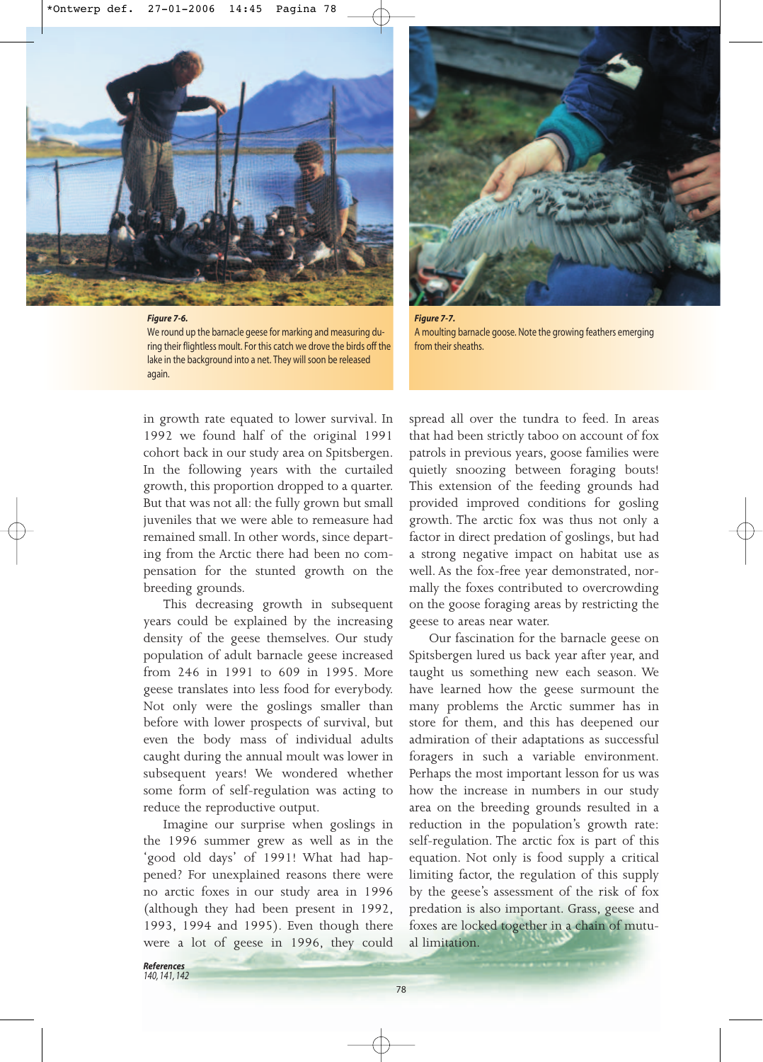***Figure 7-6.***
We round up the barnacle geese for marking and measuring during their flightless moult. For this catch we drove the birds off the lake in the background into a net. They will soon be released again.

***Figure 7-7.***
A moulting barnacle goose. Note the growing feathers emerging from their sheaths.

in growth rate equated to lower survival. In 1992 we found half of the original 1991 cohort back in our study area on Spitsbergen. In the following years with the curtailed growth, this proportion dropped to a quarter. But that was not all: the fully grown but small juveniles that we were able to remeasure had remained small. In other words, since departing from the Arctic there had been no compensation for the stunted growth on the breeding grounds.

This decreasing growth in subsequent years could be explained by the increasing density of the geese themselves. Our study population of adult barnacle geese increased from 246 in 1991 to 609 in 1995. More geese translates into less food for everybody. Not only were the goslings smaller than before with lower prospects of survival, but even the body mass of individual adults caught during the annual moult was lower in subsequent years! We wondered whether some form of self-regulation was acting to reduce the reproductive output.

Imagine our surprise when goslings in the 1996 summer grew as well as in the 'good old days' of 1991! What had happened? For unexplained reasons there were no arctic foxes in our study area in 1996 (although they had been present in 1992, 1993, 1994 and 1995). Even though there were a lot of geese in 1996, they could spread all over the tundra to feed. In areas that had been strictly taboo on account of fox patrols in previous years, goose families were quietly snoozing between foraging bouts! This extension of the feeding grounds had provided improved conditions for gosling growth. The arctic fox was thus not only a factor in direct predation of goslings, but had a strong negative impact on habitat use as well. As the fox-free year demonstrated, normally the foxes contributed to overcrowding on the goose foraging areas by restricting the geese to areas near water.

Our fascination for the barnacle geese on Spitsbergen lured us back year after year, and taught us something new each season. We have learned how the geese surmount the many problems the Arctic summer has in store for them, and this has deepened our admiration of their adaptations as successful foragers in such a variable environment. Perhaps the most important lesson for us was how the increase in numbers in our study area on the breeding grounds resulted in a reduction in the population's growth rate: self-regulation. The arctic fox is part of this equation. Not only is food supply a critical limiting factor, the regulation of this supply by the geese's assessment of the risk of fox predation is also important. Grass, geese and foxes are locked together in a chain of mutual limitation.

***References***
*140, 141, 142*